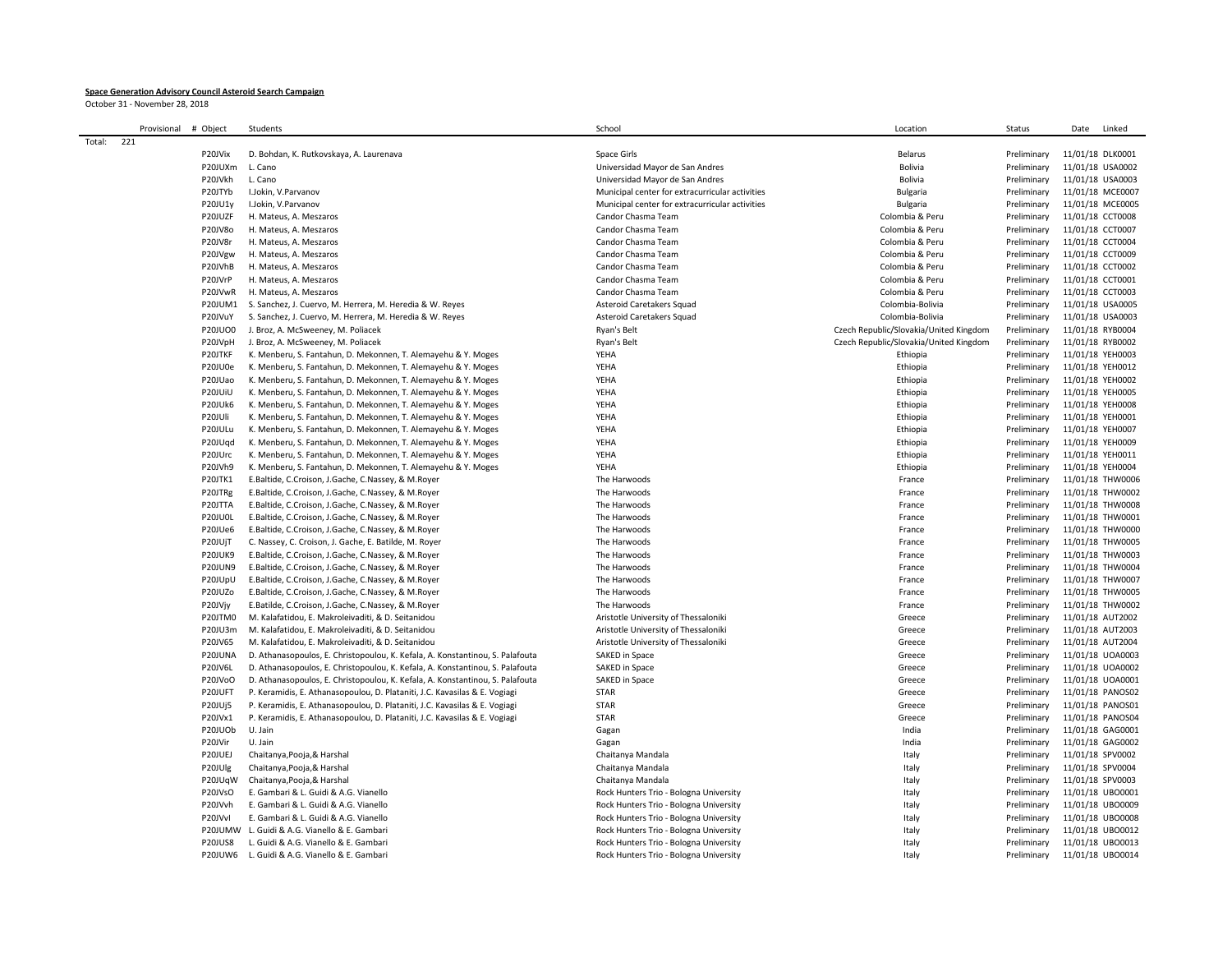**Space Generation Advisory Council Asteroid Search Campaign**

October 31 - November 28, 2018

| | Provisional | # Object | Students | School | Location | Status | Date | Linked |
|---|---|---|---|---|---|---|---|---|
| Total: | 221 | | | | | | | |
| | | P20JVix | D. Bohdan, K. Rutkovskaya, A. Laurenava | Space Girls | Belarus | Preliminary | 11/01/18 | DLK0001 |
| | | P20JUXm | L. Cano | Universidad Mayor de San Andres | Bolivia | Preliminary | 11/01/18 | USA0002 |
| | | P20JVkh | L. Cano | Universidad Mayor de San Andres | Bolivia | Preliminary | 11/01/18 | USA0003 |
| | | P20JTYb | I.Jokin, V.Parvanov | Municipal center for extracurricular activities | Bulgaria | Preliminary | 11/01/18 | MCE0007 |
| | | P20JU1y | I.Jokin, V.Parvanov | Municipal center for extracurricular activities | Bulgaria | Preliminary | 11/01/18 | MCE0005 |
| | | P20JUZF | H. Mateus, A. Meszaros | Candor Chasma Team | Colombia & Peru | Preliminary | 11/01/18 | CCT0008 |
| | | P20JV8o | H. Mateus, A. Meszaros | Candor Chasma Team | Colombia & Peru | Preliminary | 11/01/18 | CCT0007 |
| | | P20JV8r | H. Mateus, A. Meszaros | Candor Chasma Team | Colombia & Peru | Preliminary | 11/01/18 | CCT0004 |
| | | P20JVgw | H. Mateus, A. Meszaros | Candor Chasma Team | Colombia & Peru | Preliminary | 11/01/18 | CCT0009 |
| | | P20JVhB | H. Mateus, A. Meszaros | Candor Chasma Team | Colombia & Peru | Preliminary | 11/01/18 | CCT0002 |
| | | P20JVrP | H. Mateus, A. Meszaros | Candor Chasma Team | Colombia & Peru | Preliminary | 11/01/18 | CCT0001 |
| | | P20JVwR | H. Mateus, A. Meszaros | Candor Chasma Team | Colombia & Peru | Preliminary | 11/01/18 | CCT0003 |
| | | P20JUM1 | S. Sanchez, J. Cuervo, M. Herrera, M. Heredia & W. Reyes | Asteroid Caretakers Squad | Colombia-Bolivia | Preliminary | 11/01/18 | USA0005 |
| | | P20JVuY | S. Sanchez, J. Cuervo, M. Herrera, M. Heredia & W. Reyes | Asteroid Caretakers Squad | Colombia-Bolivia | Preliminary | 11/01/18 | USA0003 |
| | | P20JUO0 | J. Broz, A. McSweeney, M. Poliacek | Ryan's Belt | Czech Republic/Slovakia/United Kingdom | Preliminary | 11/01/18 | RYB0004 |
| | | P20JVpH | J. Broz, A. McSweeney, M. Poliacek | Ryan's Belt | Czech Republic/Slovakia/United Kingdom | Preliminary | 11/01/18 | RYB0002 |
| | | P20JTKF | K. Menberu, S. Fantahun, D. Mekonnen, T. Alemayehu & Y. Moges | YEHA | Ethiopia | Preliminary | 11/01/18 | YEH0003 |
| | | P20JU0e | K. Menberu, S. Fantahun, D. Mekonnen, T. Alemayehu & Y. Moges | YEHA | Ethiopia | Preliminary | 11/01/18 | YEH0012 |
| | | P20JUao | K. Menberu, S. Fantahun, D. Mekonnen, T. Alemayehu & Y. Moges | YEHA | Ethiopia | Preliminary | 11/01/18 | YEH0002 |
| | | P20JUiU | K. Menberu, S. Fantahun, D. Mekonnen, T. Alemayehu & Y. Moges | YEHA | Ethiopia | Preliminary | 11/01/18 | YEH0005 |
| | | P20JUk6 | K. Menberu, S. Fantahun, D. Mekonnen, T. Alemayehu & Y. Moges | YEHA | Ethiopia | Preliminary | 11/01/18 | YEH0008 |
| | | P20JUli | K. Menberu, S. Fantahun, D. Mekonnen, T. Alemayehu & Y. Moges | YEHA | Ethiopia | Preliminary | 11/01/18 | YEH0001 |
| | | P20JULu | K. Menberu, S. Fantahun, D. Mekonnen, T. Alemayehu & Y. Moges | YEHA | Ethiopia | Preliminary | 11/01/18 | YEH0007 |
| | | P20JUqd | K. Menberu, S. Fantahun, D. Mekonnen, T. Alemayehu & Y. Moges | YEHA | Ethiopia | Preliminary | 11/01/18 | YEH0009 |
| | | P20JUrc | K. Menberu, S. Fantahun, D. Mekonnen, T. Alemayehu & Y. Moges | YEHA | Ethiopia | Preliminary | 11/01/18 | YEH0011 |
| | | P20JVh9 | K. Menberu, S. Fantahun, D. Mekonnen, T. Alemayehu & Y. Moges | YEHA | Ethiopia | Preliminary | 11/01/18 | YEH0004 |
| | | P20JTK1 | E.Baltide, C.Croison, J.Gache, C.Nassey, & M.Royer | The Harwoods | France | Preliminary | 11/01/18 | THW0006 |
| | | P20JTRg | E.Baltide, C.Croison, J.Gache, C.Nassey, & M.Royer | The Harwoods | France | Preliminary | 11/01/18 | THW0002 |
| | | P20JTTA | E.Baltide, C.Croison, J.Gache, C.Nassey, & M.Royer | The Harwoods | France | Preliminary | 11/01/18 | THW0008 |
| | | P20JU0L | E.Baltide, C.Croison, J.Gache, C.Nassey, & M.Royer | The Harwoods | France | Preliminary | 11/01/18 | THW0001 |
| | | P20JUe6 | E.Baltide, C.Croison, J.Gache, C.Nassey, & M.Royer | The Harwoods | France | Preliminary | 11/01/18 | THW0000 |
| | | P20JUjT | C. Nassey, C. Croison, J. Gache, E. Batilde, M. Royer | The Harwoods | France | Preliminary | 11/01/18 | THW0005 |
| | | P20JUK9 | E.Baltide, C.Croison, J.Gache, C.Nassey, & M.Royer | The Harwoods | France | Preliminary | 11/01/18 | THW0003 |
| | | P20JUN9 | E.Baltide, C.Croison, J.Gache, C.Nassey, & M.Royer | The Harwoods | France | Preliminary | 11/01/18 | THW0004 |
| | | P20JUpU | E.Baltide, C.Croison, J.Gache, C.Nassey, & M.Royer | The Harwoods | France | Preliminary | 11/01/18 | THW0007 |
| | | P20JUZo | E.Baltide, C.Croison, J.Gache, C.Nassey, & M.Royer | The Harwoods | France | Preliminary | 11/01/18 | THW0005 |
| | | P20JVjy | E.Batilde, C.Croison, J.Gache, C.Nassey, & M.Royer | The Harwoods | France | Preliminary | 11/01/18 | THW0002 |
| | | P20JTM0 | M. Kalafatidou, E. Makroleivaditi, & D. Seitanidou | Aristotle University of Thessaloniki | Greece | Preliminary | 11/01/18 | AUT2002 |
| | | P20JU3m | M. Kalafatidou, E. Makroleivaditi, & D. Seitanidou | Aristotle University of Thessaloniki | Greece | Preliminary | 11/01/18 | AUT2003 |
| | | P20JV65 | M. Kalafatidou, E. Makroleivaditi, & D. Seitanidou | Aristotle University of Thessaloniki | Greece | Preliminary | 11/01/18 | AUT2004 |
| | | P20JUNA | D. Athanasopoulos, E. Christopoulou, K. Kefala, A. Konstantinou, S. Palafouta | SAKED in Space | Greece | Preliminary | 11/01/18 | UOA0003 |
| | | P20JV6L | D. Athanasopoulos, E. Christopoulou, K. Kefala, A. Konstantinou, S. Palafouta | SAKED in Space | Greece | Preliminary | 11/01/18 | UOA0002 |
| | | P20JVoO | D. Athanasopoulos, E. Christopoulou, K. Kefala, A. Konstantinou, S. Palafouta | SAKED in Space | Greece | Preliminary | 11/01/18 | UOA0001 |
| | | P20JUFT | P. Keramidis, E. Athanasopoulou, D. Plataniti, J.C. Kavasilas & E. Vogiagi | STAR | Greece | Preliminary | 11/01/18 | PANOS02 |
| | | P20JUj5 | P. Keramidis, E. Athanasopoulou, D. Plataniti, J.C. Kavasilas & E. Vogiagi | STAR | Greece | Preliminary | 11/01/18 | PANOS01 |
| | | P20JVx1 | P. Keramidis, E. Athanasopoulou, D. Plataniti, J.C. Kavasilas & E. Vogiagi | STAR | Greece | Preliminary | 11/01/18 | PANOS04 |
| | | P20JUOb | U. Jain | Gagan | India | Preliminary | 11/01/18 | GAG0001 |
| | | P20JVir | U. Jain | Gagan | India | Preliminary | 11/01/18 | GAG0002 |
| | | P20JUEJ | Chaitanya,Pooja,& Harshal | Chaitanya Mandala | Italy | Preliminary | 11/01/18 | SPV0002 |
| | | P20JUlg | Chaitanya,Pooja,& Harshal | Chaitanya Mandala | Italy | Preliminary | 11/01/18 | SPV0004 |
| | | P20JUqW | Chaitanya,Pooja,& Harshal | Chaitanya Mandala | Italy | Preliminary | 11/01/18 | SPV0003 |
| | | P20JVsO | E. Gambari & L. Guidi & A.G. Vianello | Rock Hunters Trio - Bologna University | Italy | Preliminary | 11/01/18 | UBO0001 |
| | | P20JVvh | E. Gambari & L. Guidi & A.G. Vianello | Rock Hunters Trio - Bologna University | Italy | Preliminary | 11/01/18 | UBO0009 |
| | | P20JVvl | E. Gambari & L. Guidi & A.G. Vianello | Rock Hunters Trio - Bologna University | Italy | Preliminary | 11/01/18 | UBO0008 |
| | | P20JUMW | L. Guidi & A.G. Vianello & E. Gambari | Rock Hunters Trio - Bologna University | Italy | Preliminary | 11/01/18 | UBO0012 |
| | | P20JUS8 | L. Guidi & A.G. Vianello & E. Gambari | Rock Hunters Trio - Bologna University | Italy | Preliminary | 11/01/18 | UBO0013 |
| | | P20JUW6 | L. Guidi & A.G. Vianello & E. Gambari | Rock Hunters Trio - Bologna University | Italy | Preliminary | 11/01/18 | UBO0014 |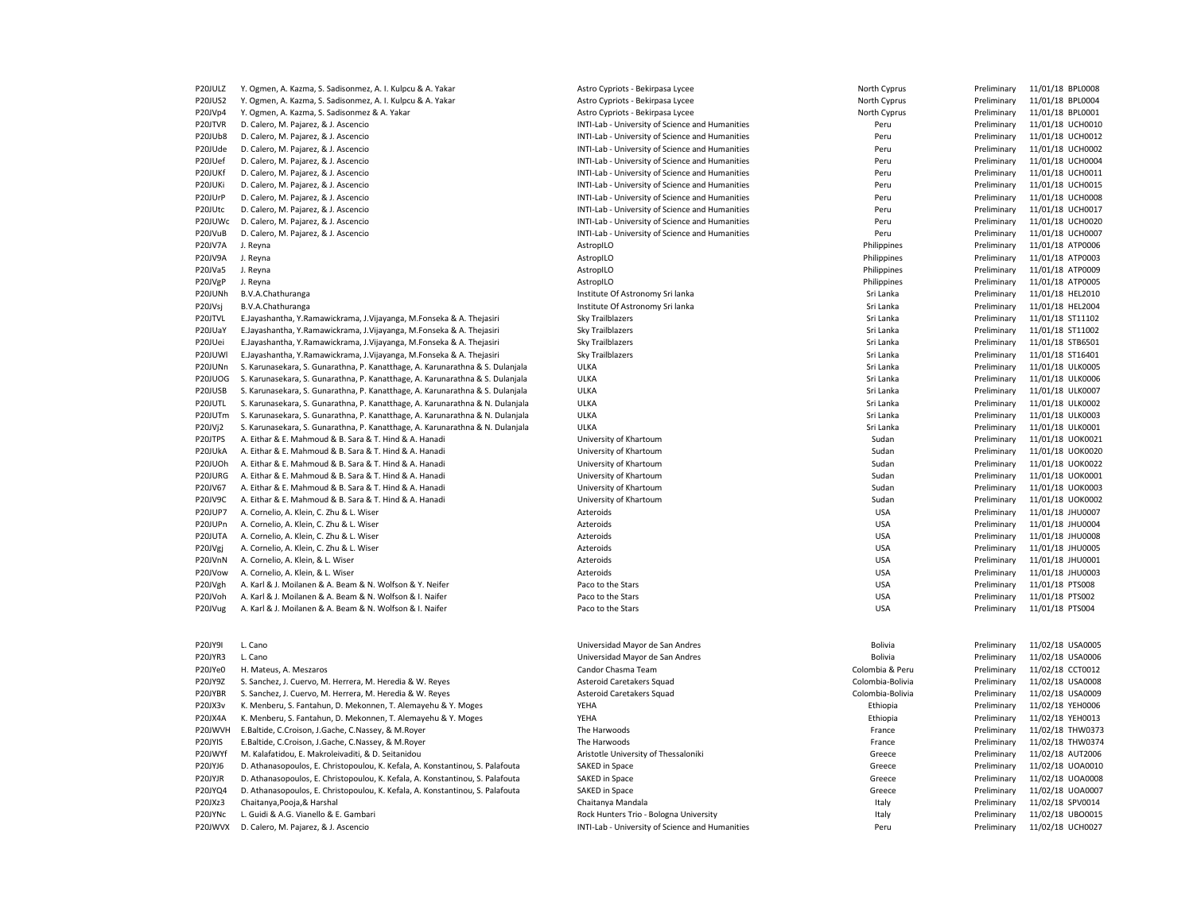| | | | | | | |
|---|---|---|---|---|---|---|
| P20JULZ | Y. Ogmen, A. Kazma, S. Sadisonmez, A. I. Kulpcu & A. Yakar | Astro Cypriots - Bekirpasa Lycee | North Cyprus | Preliminary | 11/01/18 | BPL0008 |
| P20JUS2 | Y. Ogmen, A. Kazma, S. Sadisonmez, A. I. Kulpcu & A. Yakar | Astro Cypriots - Bekirpasa Lycee | North Cyprus | Preliminary | 11/01/18 | BPL0004 |
| P20JVp4 | Y. Ogmen, A. Kazma, S. Sadisonmez & A. Yakar | Astro Cypriots - Bekirpasa Lycee | North Cyprus | Preliminary | 11/01/18 | BPL0001 |
| P20JTVR | D. Calero, M. Pajarez, & J. Ascencio | INTI-Lab - University of Science and Humanities | Peru | Preliminary | 11/01/18 | UCH0010 |
| P20JUb8 | D. Calero, M. Pajarez, & J. Ascencio | INTI-Lab - University of Science and Humanities | Peru | Preliminary | 11/01/18 | UCH0012 |
| P20JUde | D. Calero, M. Pajarez, & J. Ascencio | INTI-Lab - University of Science and Humanities | Peru | Preliminary | 11/01/18 | UCH0002 |
| P20JUef | D. Calero, M. Pajarez, & J. Ascencio | INTI-Lab - University of Science and Humanities | Peru | Preliminary | 11/01/18 | UCH0004 |
| P20JUKf | D. Calero, M. Pajarez, & J. Ascencio | INTI-Lab - University of Science and Humanities | Peru | Preliminary | 11/01/18 | UCH0011 |
| P20JUKi | D. Calero, M. Pajarez, & J. Ascencio | INTI-Lab - University of Science and Humanities | Peru | Preliminary | 11/01/18 | UCH0015 |
| P20JUrP | D. Calero, M. Pajarez, & J. Ascencio | INTI-Lab - University of Science and Humanities | Peru | Preliminary | 11/01/18 | UCH0008 |
| P20JUtc | D. Calero, M. Pajarez, & J. Ascencio | INTI-Lab - University of Science and Humanities | Peru | Preliminary | 11/01/18 | UCH0017 |
| P20JUWc | D. Calero, M. Pajarez, & J. Ascencio | INTI-Lab - University of Science and Humanities | Peru | Preliminary | 11/01/18 | UCH0020 |
| P20JVuB | D. Calero, M. Pajarez, & J. Ascencio | INTI-Lab - University of Science and Humanities | Peru | Preliminary | 11/01/18 | UCH0007 |
| P20JV7A | J. Reyna | AstropILO | Philippines | Preliminary | 11/01/18 | ATP0006 |
| P20JV9A | J. Reyna | AstropILO | Philippines | Preliminary | 11/01/18 | ATP0003 |
| P20JVa5 | J. Reyna | AstropILO | Philippines | Preliminary | 11/01/18 | ATP0009 |
| P20JVgP | J. Reyna | AstropILO | Philippines | Preliminary | 11/01/18 | ATP0005 |
| P20JUNh | B.V.A.Chathuranga | Institute Of Astronomy Sri lanka | Sri Lanka | Preliminary | 11/01/18 | HEL2010 |
| P20JVsj | B.V.A.Chathuranga | Institute Of Astronomy Sri lanka | Sri Lanka | Preliminary | 11/01/18 | HEL2004 |
| P20JTVL | E.Jayashantha, Y.Ramawickrama, J.Vijayanga, M.Fonseka & A. Thejasiri | Sky Trailblazers | Sri Lanka | Preliminary | 11/01/18 | ST11102 |
| P20JUaY | E.Jayashantha, Y.Ramawickrama, J.Vijayanga, M.Fonseka & A. Thejasiri | Sky Trailblazers | Sri Lanka | Preliminary | 11/01/18 | ST11002 |
| P20JUei | E.Jayashantha, Y.Ramawickrama, J.Vijayanga, M.Fonseka & A. Thejasiri | Sky Trailblazers | Sri Lanka | Preliminary | 11/01/18 | STB6501 |
| P20JUWl | E.Jayashantha, Y.Ramawickrama, J.Vijayanga, M.Fonseka & A. Thejasiri | Sky Trailblazers | Sri Lanka | Preliminary | 11/01/18 | ST16401 |
| P20JUNn | S. Karunasekara, S. Gunarathna, P. Kanatthage, A. Karunarathna & S. Dulanjala | ULKA | Sri Lanka | Preliminary | 11/01/18 | ULK0005 |
| P20JUOG | S. Karunasekara, S. Gunarathna, P. Kanatthage, A. Karunarathna & S. Dulanjala | ULKA | Sri Lanka | Preliminary | 11/01/18 | ULK0006 |
| P20JUSB | S. Karunasekara, S. Gunarathna, P. Kanatthage, A. Karunarathna & S. Dulanjala | ULKA | Sri Lanka | Preliminary | 11/01/18 | ULK0007 |
| P20JUTL | S. Karunasekara, S. Gunarathna, P. Kanatthage, A. Karunarathna & N. Dulanjala | ULKA | Sri Lanka | Preliminary | 11/01/18 | ULK0002 |
| P20JUTm | S. Karunasekara, S. Gunarathna, P. Kanatthage, A. Karunarathna & N. Dulanjala | ULKA | Sri Lanka | Preliminary | 11/01/18 | ULK0003 |
| P20JVj2 | S. Karunasekara, S. Gunarathna, P. Kanatthage, A. Karunarathna & N. Dulanjala | ULKA | Sri Lanka | Preliminary | 11/01/18 | ULK0001 |
| P20JTPS | A. Eithar & E. Mahmoud & B. Sara & T. Hind & A. Hanadi | University of Khartoum | Sudan | Preliminary | 11/01/18 | UOK0021 |
| P20JUkA | A. Eithar & E. Mahmoud & B. Sara & T. Hind & A. Hanadi | University of Khartoum | Sudan | Preliminary | 11/01/18 | UOK0020 |
| P20JUOh | A. Eithar & E. Mahmoud & B. Sara & T. Hind & A. Hanadi | University of Khartoum | Sudan | Preliminary | 11/01/18 | UOK0022 |
| P20JURG | A. Eithar & E. Mahmoud & B. Sara & T. Hind & A. Hanadi | University of Khartoum | Sudan | Preliminary | 11/01/18 | UOK0001 |
| P20JV67 | A. Eithar & E. Mahmoud & B. Sara & T. Hind & A. Hanadi | University of Khartoum | Sudan | Preliminary | 11/01/18 | UOK0003 |
| P20JV9C | A. Eithar & E. Mahmoud & B. Sara & T. Hind & A. Hanadi | University of Khartoum | Sudan | Preliminary | 11/01/18 | UOK0002 |
| P20JUP7 | A. Cornelio, A. Klein, C. Zhu & L. Wiser | Azteroids | USA | Preliminary | 11/01/18 | JHU0007 |
| P20JUPn | A. Cornelio, A. Klein, C. Zhu & L. Wiser | Azteroids | USA | Preliminary | 11/01/18 | JHU0004 |
| P20JUTA | A. Cornelio, A. Klein, C. Zhu & L. Wiser | Azteroids | USA | Preliminary | 11/01/18 | JHU0008 |
| P20JVgj | A. Cornelio, A. Klein, C. Zhu & L. Wiser | Azteroids | USA | Preliminary | 11/01/18 | JHU0005 |
| P20JVnN | A. Cornelio, A. Klein, & L. Wiser | Azteroids | USA | Preliminary | 11/01/18 | JHU0001 |
| P20JVow | A. Cornelio, A. Klein, & L. Wiser | Azteroids | USA | Preliminary | 11/01/18 | JHU0003 |
| P20JVgh | A. Karl & J. Moilanen & A. Beam & N. Wolfson & Y. Neifer | Paco to the Stars | USA | Preliminary | 11/01/18 | PTS008 |
| P20JVoh | A. Karl & J. Moilanen & A. Beam & N. Wolfson & I. Naifer | Paco to the Stars | USA | Preliminary | 11/01/18 | PTS002 |
| P20JVug | A. Karl & J. Moilanen & A. Beam & N. Wolfson & I. Naifer | Paco to the Stars | USA | Preliminary | 11/01/18 | PTS004 |
| | | | | | | |
| P20JY9I | L. Cano | Universidad Mayor de San Andres | Bolivia | Preliminary | 11/02/18 | USA0005 |
| P20JYR3 | L. Cano | Universidad Mayor de San Andres | Bolivia | Preliminary | 11/02/18 | USA0006 |
| P20JYe0 | H. Mateus, A. Meszaros | Candor Chasma Team | Colombia & Peru | Preliminary | 11/02/18 | CCT0012 |
| P20JY9Z | S. Sanchez, J. Cuervo, M. Herrera, M. Heredia & W. Reyes | Asteroid Caretakers Squad | Colombia-Bolivia | Preliminary | 11/02/18 | USA0008 |
| P20JYBR | S. Sanchez, J. Cuervo, M. Herrera, M. Heredia & W. Reyes | Asteroid Caretakers Squad | Colombia-Bolivia | Preliminary | 11/02/18 | USA0009 |
| P20JX3v | K. Menberu, S. Fantahun, D. Mekonnen, T. Alemayehu & Y. Moges | YEHA | Ethiopia | Preliminary | 11/02/18 | YEH0006 |
| P20JX4A | K. Menberu, S. Fantahun, D. Mekonnen, T. Alemayehu & Y. Moges | YEHA | Ethiopia | Preliminary | 11/02/18 | YEH0013 |
| P20JWVH | E.Baltide, C.Croison, J.Gache, C.Nassey, & M.Royer | The Harwoods | France | Preliminary | 11/02/18 | THW0373 |
| P20JYIS | E.Baltide, C.Croison, J.Gache, C.Nassey, & M.Royer | The Harwoods | France | Preliminary | 11/02/18 | THW0374 |
| P20JWYf | M. Kalafatidou, E. Makroleivaditi, & D. Seitanidou | Aristotle University of Thessaloniki | Greece | Preliminary | 11/02/18 | AUT2006 |
| P20JYJ6 | D. Athanasopoulos, E. Christopoulou, K. Kefala, A. Konstantinou, S. Palafouta | SAKED in Space | Greece | Preliminary | 11/02/18 | UOA0010 |
| P20JYJR | D. Athanasopoulos, E. Christopoulou, K. Kefala, A. Konstantinou, S. Palafouta | SAKED in Space | Greece | Preliminary | 11/02/18 | UOA0008 |
| P20JYQ4 | D. Athanasopoulos, E. Christopoulou, K. Kefala, A. Konstantinou, S. Palafouta | SAKED in Space | Greece | Preliminary | 11/02/18 | UOA0007 |
| P20JXz3 | Chaitanya,Pooja,& Harshal | Chaitanya Mandala | Italy | Preliminary | 11/02/18 | SPV0014 |
| P20JYNc | L. Guidi & A.G. Vianello & E. Gambari | Rock Hunters Trio - Bologna University | Italy | Preliminary | 11/02/18 | UBO0015 |
| P20JWVX | D. Calero, M. Pajarez, & J. Ascencio | INTI-Lab - University of Science and Humanities | Peru | Preliminary | 11/02/18 | UCH0027 |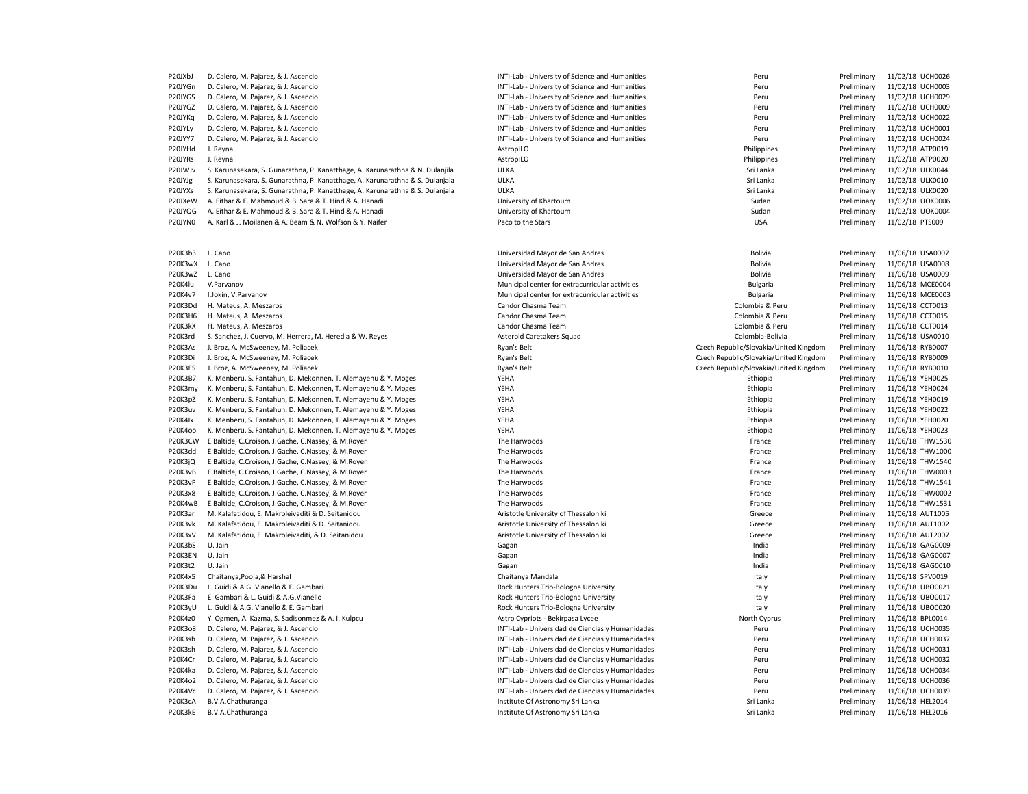| | | | | | | |
|---|---|---|---|---|---|---|
| P20JXbJ | D. Calero, M. Pajarez, & J. Ascencio | INTI-Lab - University of Science and Humanities | Peru | Preliminary | 11/02/18 | UCH0026 |
| P20JYGn | D. Calero, M. Pajarez, & J. Ascencio | INTI-Lab - University of Science and Humanities | Peru | Preliminary | 11/02/18 | UCH0003 |
| P20JYGS | D. Calero, M. Pajarez, & J. Ascencio | INTI-Lab - University of Science and Humanities | Peru | Preliminary | 11/02/18 | UCH0029 |
| P20JYGZ | D. Calero, M. Pajarez, & J. Ascencio | INTI-Lab - University of Science and Humanities | Peru | Preliminary | 11/02/18 | UCH0009 |
| P20JYKq | D. Calero, M. Pajarez, & J. Ascencio | INTI-Lab - University of Science and Humanities | Peru | Preliminary | 11/02/18 | UCH0022 |
| P20JYLy | D. Calero, M. Pajarez, & J. Ascencio | INTI-Lab - University of Science and Humanities | Peru | Preliminary | 11/02/18 | UCH0001 |
| P20JYY7 | D. Calero, M. Pajarez, & J. Ascencio | INTI-Lab - University of Science and Humanities | Peru | Preliminary | 11/02/18 | UCH0024 |
| P20JYHd | J. Reyna | AstropILO | Philippines | Preliminary | 11/02/18 | ATP0019 |
| P20JYRs | J. Reyna | AstropILO | Philippines | Preliminary | 11/02/18 | ATP0020 |
| P20JWJv | S. Karunasekara, S. Gunarathna, P. Kanatthage, A. Karunarathna & N. Dulanjila | ULKA | Sri Lanka | Preliminary | 11/02/18 | ULK0044 |
| P20JYJg | S. Karunasekara, S. Gunarathna, P. Kanatthage, A. Karunarathna & S. Dulanjala | ULKA | Sri Lanka | Preliminary | 11/02/18 | ULK0010 |
| P20JYXs | S. Karunasekara, S. Gunarathna, P. Kanatthage, A. Karunarathna & S. Dulanjala | ULKA | Sri Lanka | Preliminary | 11/02/18 | ULK0020 |
| P20JXeW | A. Eithar & E. Mahmoud & B. Sara & T. Hind & A. Hanadi | University of Khartoum | Sudan | Preliminary | 11/02/18 | UOK0006 |
| P20JYQG | A. Eithar & E. Mahmoud & B. Sara & T. Hind & A. Hanadi | University of Khartoum | Sudan | Preliminary | 11/02/18 | UOK0004 |
| P20JYN0 | A. Karl & J. Moilanen & A. Beam & N. Wolfson & Y. Naifer | Paco to the Stars | USA | Preliminary | 11/02/18 | PTS009 |
| | | | | | | |
| P20K3b3 | L. Cano | Universidad Mayor de San Andres | Bolivia | Preliminary | 11/06/18 | USA0007 |
| P20K3wX | L. Cano | Universidad Mayor de San Andres | Bolivia | Preliminary | 11/06/18 | USA0008 |
| P20K3wZ | L. Cano | Universidad Mayor de San Andres | Bolivia | Preliminary | 11/06/18 | USA0009 |
| P20K4lu | V.Parvanov | Municipal center for extracurricular activities | Bulgaria | Preliminary | 11/06/18 | MCE0004 |
| P20K4v7 | I.Jokin, V.Parvanov | Municipal center for extracurricular activities | Bulgaria | Preliminary | 11/06/18 | MCE0003 |
| P20K3Dd | H. Mateus, A. Meszaros | Candor Chasma Team | Colombia & Peru | Preliminary | 11/06/18 | CCT0013 |
| P20K3H6 | H. Mateus, A. Meszaros | Candor Chasma Team | Colombia & Peru | Preliminary | 11/06/18 | CCT0015 |
| P20K3kX | H. Mateus, A. Meszaros | Candor Chasma Team | Colombia & Peru | Preliminary | 11/06/18 | CCT0014 |
| P20K3rd | S. Sanchez, J. Cuervo, M. Herrera, M. Heredia & W. Reyes | Asteroid Caretakers Squad | Colombia-Bolivia | Preliminary | 11/06/18 | USA0010 |
| P20K3As | J. Broz, A. McSweeney, M. Poliacek | Ryan's Belt | Czech Republic/Slovakia/United Kingdom | Preliminary | 11/06/18 | RYB0007 |
| P20K3Di | J. Broz, A. McSweeney, M. Poliacek | Ryan's Belt | Czech Republic/Slovakia/United Kingdom | Preliminary | 11/06/18 | RYB0009 |
| P20K3ES | J. Broz, A. McSweeney, M. Poliacek | Ryan's Belt | Czech Republic/Slovakia/United Kingdom | Preliminary | 11/06/18 | RYB0010 |
| P20K3B7 | K. Menberu, S. Fantahun, D. Mekonnen, T. Alemayehu & Y. Moges | YEHA | Ethiopia | Preliminary | 11/06/18 | YEH0025 |
| P20K3my | K. Menberu, S. Fantahun, D. Mekonnen, T. Alemayehu & Y. Moges | YEHA | Ethiopia | Preliminary | 11/06/18 | YEH0024 |
| P20K3pZ | K. Menberu, S. Fantahun, D. Mekonnen, T. Alemayehu & Y. Moges | YEHA | Ethiopia | Preliminary | 11/06/18 | YEH0019 |
| P20K3uv | K. Menberu, S. Fantahun, D. Mekonnen, T. Alemayehu & Y. Moges | YEHA | Ethiopia | Preliminary | 11/06/18 | YEH0022 |
| P20K4Ix | K. Menberu, S. Fantahun, D. Mekonnen, T. Alemayehu & Y. Moges | YEHA | Ethiopia | Preliminary | 11/06/18 | YEH0020 |
| P20K4oo | K. Menberu, S. Fantahun, D. Mekonnen, T. Alemayehu & Y. Moges | YEHA | Ethiopia | Preliminary | 11/06/18 | YEH0023 |
| P20K3CW | E.Baltide, C.Croison, J.Gache, C.Nassey, & M.Royer | The Harwoods | France | Preliminary | 11/06/18 | THW1530 |
| P20K3dd | E.Baltide, C.Croison, J.Gache, C.Nassey, & M.Royer | The Harwoods | France | Preliminary | 11/06/18 | THW1000 |
| P20K3jQ | E.Baltide, C.Croison, J.Gache, C.Nassey, & M.Royer | The Harwoods | France | Preliminary | 11/06/18 | THW1540 |
| P20K3vB | E.Baltide, C.Croison, J.Gache, C.Nassey, & M.Royer | The Harwoods | France | Preliminary | 11/06/18 | THW0003 |
| P20K3vP | E.Baltide, C.Croison, J.Gache, C.Nassey, & M.Royer | The Harwoods | France | Preliminary | 11/06/18 | THW1541 |
| P20K3x8 | E.Baltide, C.Croison, J.Gache, C.Nassey, & M.Royer | The Harwoods | France | Preliminary | 11/06/18 | THW0002 |
| P20K4wB | E.Baltide, C.Croison, J.Gache, C.Nassey, & M.Royer | The Harwoods | France | Preliminary | 11/06/18 | THW1531 |
| P20K3ar | M. Kalafatidou, E. Makroleivaditi & D. Seitanidou | Aristotle University of Thessaloniki | Greece | Preliminary | 11/06/18 | AUT1005 |
| P20K3vk | M. Kalafatidou, E. Makroleivaditi & D. Seitanidou | Aristotle University of Thessaloniki | Greece | Preliminary | 11/06/18 | AUT1002 |
| P20K3xV | M. Kalafatidou, E. Makroleivaditi, & D. Seitanidou | Aristotle University of Thessaloniki | Greece | Preliminary | 11/06/18 | AUT2007 |
| P20K3bS | U. Jain | Gagan | India | Preliminary | 11/06/18 | GAG0009 |
| P20K3EN | U. Jain | Gagan | India | Preliminary | 11/06/18 | GAG0007 |
| P20K3t2 | U. Jain | Gagan | India | Preliminary | 11/06/18 | GAG0010 |
| P20K4x5 | Chaitanya,Pooja,& Harshal | Chaitanya Mandala | Italy | Preliminary | 11/06/18 | SPV0019 |
| P20K3Du | L. Guidi & A.G. Vianello & E. Gambari | Rock Hunters Trio-Bologna University | Italy | Preliminary | 11/06/18 | UBO0021 |
| P20K3Fa | E. Gambari & L. Guidi & A.G.Vianello | Rock Hunters Trio-Bologna University | Italy | Preliminary | 11/06/18 | UBO0017 |
| P20K3yU | L. Guidi & A.G. Vianello & E. Gambari | Rock Hunters Trio-Bologna University | Italy | Preliminary | 11/06/18 | UBO0020 |
| P20K4z0 | Y. Ogmen, A. Kazma, S. Sadisonmez & A. I. Kulpcu | Astro Cypriots - Bekirpasa Lycee | North Cyprus | Preliminary | 11/06/18 | BPL0014 |
| P20K3o8 | D. Calero, M. Pajarez, & J. Ascencio | INTI-Lab - Universidad de Ciencias y Humanidades | Peru | Preliminary | 11/06/18 | UCH0035 |
| P20K3sb | D. Calero, M. Pajarez, & J. Ascencio | INTI-Lab - Universidad de Ciencias y Humanidades | Peru | Preliminary | 11/06/18 | UCH0037 |
| P20K3sh | D. Calero, M. Pajarez, & J. Ascencio | INTI-Lab - Universidad de Ciencias y Humanidades | Peru | Preliminary | 11/06/18 | UCH0031 |
| P20K4Cr | D. Calero, M. Pajarez, & J. Ascencio | INTI-Lab - Universidad de Ciencias y Humanidades | Peru | Preliminary | 11/06/18 | UCH0032 |
| P20K4ka | D. Calero, M. Pajarez, & J. Ascencio | INTI-Lab - Universidad de Ciencias y Humanidades | Peru | Preliminary | 11/06/18 | UCH0034 |
| P20K4o2 | D. Calero, M. Pajarez, & J. Ascencio | INTI-Lab - Universidad de Ciencias y Humanidades | Peru | Preliminary | 11/06/18 | UCH0036 |
| P20K4Vc | D. Calero, M. Pajarez, & J. Ascencio | INTI-Lab - Universidad de Ciencias y Humanidades | Peru | Preliminary | 11/06/18 | UCH0039 |
| P20K3cA | B.V.A.Chathuranga | Institute Of Astronomy Sri Lanka | Sri Lanka | Preliminary | 11/06/18 | HEL2014 |
| P20K3kE | B.V.A.Chathuranga | Institute Of Astronomy Sri Lanka | Sri Lanka | Preliminary | 11/06/18 | HEL2016 |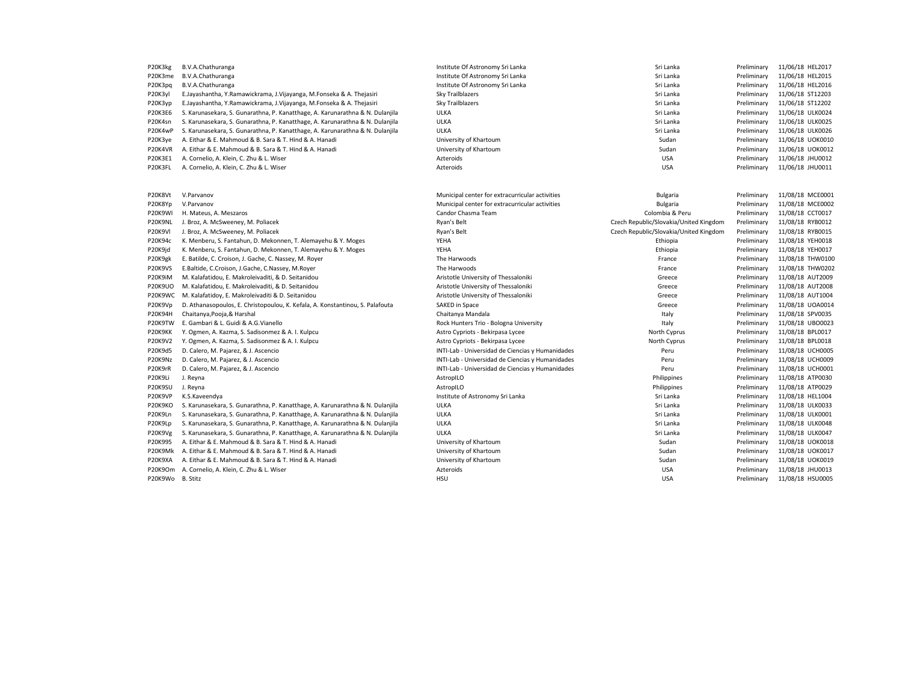| | | | | | | |
|---|---|---|---|---|---|---|
| P20K3kg | B.V.A.Chathuranga | Institute Of Astronomy Sri Lanka | Sri Lanka | Preliminary | 11/06/18 | HEL2017 |
| P20K3me | B.V.A.Chathuranga | Institute Of Astronomy Sri Lanka | Sri Lanka | Preliminary | 11/06/18 | HEL2015 |
| P20K3pq | B.V.A.Chathuranga | Institute Of Astronomy Sri Lanka | Sri Lanka | Preliminary | 11/06/18 | HEL2016 |
| P20K3yl | E.Jayashantha, Y.Ramawickrama, J.Vijayanga, M.Fonseka & A. Thejasiri | Sky Trailblazers | Sri Lanka | Preliminary | 11/06/18 | ST12203 |
| P20K3yp | E.Jayashantha, Y.Ramawickrama, J.Vijayanga, M.Fonseka & A. Thejasiri | Sky Trailblazers | Sri Lanka | Preliminary | 11/06/18 | ST12202 |
| P20K3E6 | S. Karunasekara, S. Gunarathna, P. Kanatthage, A. Karunarathna & N. Dulanjila | ULKA | Sri Lanka | Preliminary | 11/06/18 | ULK0024 |
| P20K4sn | S. Karunasekara, S. Gunarathna, P. Kanatthage, A. Karunarathna & N. Dulanjila | ULKA | Sri Lanka | Preliminary | 11/06/18 | ULK0025 |
| P20K4wP | S. Karunasekara, S. Gunarathna, P. Kanatthage, A. Karunarathna & N. Dulanjila | ULKA | Sri Lanka | Preliminary | 11/06/18 | ULK0026 |
| P20K3ye | A. Eithar & E. Mahmoud & B. Sara & T. Hind & A. Hanadi | University of Khartoum | Sudan | Preliminary | 11/06/18 | UOK0010 |
| P20K4VR | A. Eithar & E. Mahmoud & B. Sara & T. Hind & A. Hanadi | University of Khartoum | Sudan | Preliminary | 11/06/18 | UOK0012 |
| P20K3E1 | A. Cornelio, A. Klein, C. Zhu & L. Wiser | Azteroids | USA | Preliminary | 11/06/18 | JHU0012 |
| P20K3FL | A. Cornelio, A. Klein, C. Zhu & L. Wiser | Azteroids | USA | Preliminary | 11/06/18 | JHU0011 |

| | | | | | | |
|---|---|---|---|---|---|---|
| P20K8Vt | V.Parvanov | Municipal center for extracurricular activities | Bulgaria | Preliminary | 11/08/18 | MCE0001 |
| P20K8Yp | V.Parvanov | Municipal center for extracurricular activities | Bulgaria | Preliminary | 11/08/18 | MCE0002 |
| P20K9Wl | H. Mateus, A. Meszaros | Candor Chasma Team | Colombia & Peru | Preliminary | 11/08/18 | CCT0017 |
| P20K9NL | J. Broz, A. McSweeney, M. Poliacek | Ryan's Belt | Czech Republic/Slovakia/United Kingdom | Preliminary | 11/08/18 | RYB0012 |
| P20K9Vl | J. Broz, A. McSweeney, M. Poliacek | Ryan's Belt | Czech Republic/Slovakia/United Kingdom | Preliminary | 11/08/18 | RYB0015 |
| P20K94c | K. Menberu, S. Fantahun, D. Mekonnen, T. Alemayehu & Y. Moges | YEHA | Ethiopia | Preliminary | 11/08/18 | YEH0018 |
| P20K9jd | K. Menberu, S. Fantahun, D. Mekonnen, T. Alemayehu & Y. Moges | YEHA | Ethiopia | Preliminary | 11/08/18 | YEH0017 |
| P20K9gk | E. Batilde, C. Croison, J. Gache, C. Nassey, M. Royer | The Harwoods | France | Preliminary | 11/08/18 | THW0100 |
| P20K9VS | E.Baltide, C.Croison, J.Gache, C.Nassey, M.Royer | The Harwoods | France | Preliminary | 11/08/18 | THW0202 |
| P20K9iM | M. Kalafatidou, E. Makroleivaditi, & D. Seitanidou | Aristotle University of Thessaloniki | Greece | Preliminary | 11/08/18 | AUT2009 |
| P20K9UO | M. Kalafatidou, E. Makroleivaditi, & D. Seitanidou | Aristotle University of Thessaloniki | Greece | Preliminary | 11/08/18 | AUT2008 |
| P20K9WC | M. Kalafatidoy, E. Makroleivaditi & D. Seitanidou | Aristotle University of Thessaloniki | Greece | Preliminary | 11/08/18 | AUT1004 |
| P20K9Vp | D. Athanasopoulos, E. Christopoulou, K. Kefala, A. Konstantinou, S. Palafouta | SAKED in Space | Greece | Preliminary | 11/08/18 | UOA0014 |
| P20K94H | Chaitanya,Pooja,& Harshal | Chaitanya Mandala | Italy | Preliminary | 11/08/18 | SPV0035 |
| P20K9TW | E. Gambari & L. Guidi & A.G.Vianello | Rock Hunters Trio - Bologna University | Italy | Preliminary | 11/08/18 | UBO0023 |
| P20K9KK | Y. Ogmen, A. Kazma, S. Sadisonmez & A. I. Kulpcu | Astro Cypriots - Bekirpasa Lycee | North Cyprus | Preliminary | 11/08/18 | BPL0017 |
| P20K9V2 | Y. Ogmen, A. Kazma, S. Sadisonmez & A. I. Kulpcu | Astro Cypriots - Bekirpasa Lycee | North Cyprus | Preliminary | 11/08/18 | BPL0018 |
| P20K9d5 | D. Calero, M. Pajarez, & J. Ascencio | INTI-Lab - Universidad de Ciencias y Humanidades | Peru | Preliminary | 11/08/18 | UCH0005 |
| P20K9Nz | D. Calero, M. Pajarez, & J. Ascencio | INTI-Lab - Universidad de Ciencias y Humanidades | Peru | Preliminary | 11/08/18 | UCH0009 |
| P20K9rR | D. Calero, M. Pajarez, & J. Ascencio | INTI-Lab - Universidad de Ciencias y Humanidades | Peru | Preliminary | 11/08/18 | UCH0001 |
| P20K9Li | J. Reyna | AstropILO | Philippines | Preliminary | 11/08/18 | ATP0030 |
| P20K9SU | J. Reyna | AstropILO | Philippines | Preliminary | 11/08/18 | ATP0029 |
| P20K9VP | K.S.Kaveendya | Institute of Astronomy Sri Lanka | Sri Lanka | Preliminary | 11/08/18 | HEL1004 |
| P20K9KO | S. Karunasekara, S. Gunarathna, P. Kanatthage, A. Karunarathna & N. Dulanjila | ULKA | Sri Lanka | Preliminary | 11/08/18 | ULK0033 |
| P20K9Ln | S. Karunasekara, S. Gunarathna, P. Kanatthage, A. Karunarathna & N. Dulanjila | ULKA | Sri Lanka | Preliminary | 11/08/18 | ULK0001 |
| P20K9Lp | S. Karunasekara, S. Gunarathna, P. Kanatthage, A. Karunarathna & N. Dulanjila | ULKA | Sri Lanka | Preliminary | 11/08/18 | ULK0048 |
| P20K9Vg | S. Karunasekara, S. Gunarathna, P. Kanatthage, A. Karunarathna & N. Dulanjila | ULKA | Sri Lanka | Preliminary | 11/08/18 | ULK0047 |
| P20K995 | A. Eithar & E. Mahmoud & B. Sara & T. Hind & A. Hanadi | University of Khartoum | Sudan | Preliminary | 11/08/18 | UOK0018 |
| P20K9Mk | A. Eithar & E. Mahmoud & B. Sara & T. Hind & A. Hanadi | University of Khartoum | Sudan | Preliminary | 11/08/18 | UOK0017 |
| P20K9XA | A. Eithar & E. Mahmoud & B. Sara & T. Hind & A. Hanadi | University of Khartoum | Sudan | Preliminary | 11/08/18 | UOK0019 |
| P20K9Om | A. Cornelio, A. Klein, C. Zhu & L. Wiser | Azteroids | USA | Preliminary | 11/08/18 | JHU0013 |
| P20K9Wo | B. Stitz | HSU | USA | Preliminary | 11/08/18 | HSU0005 |